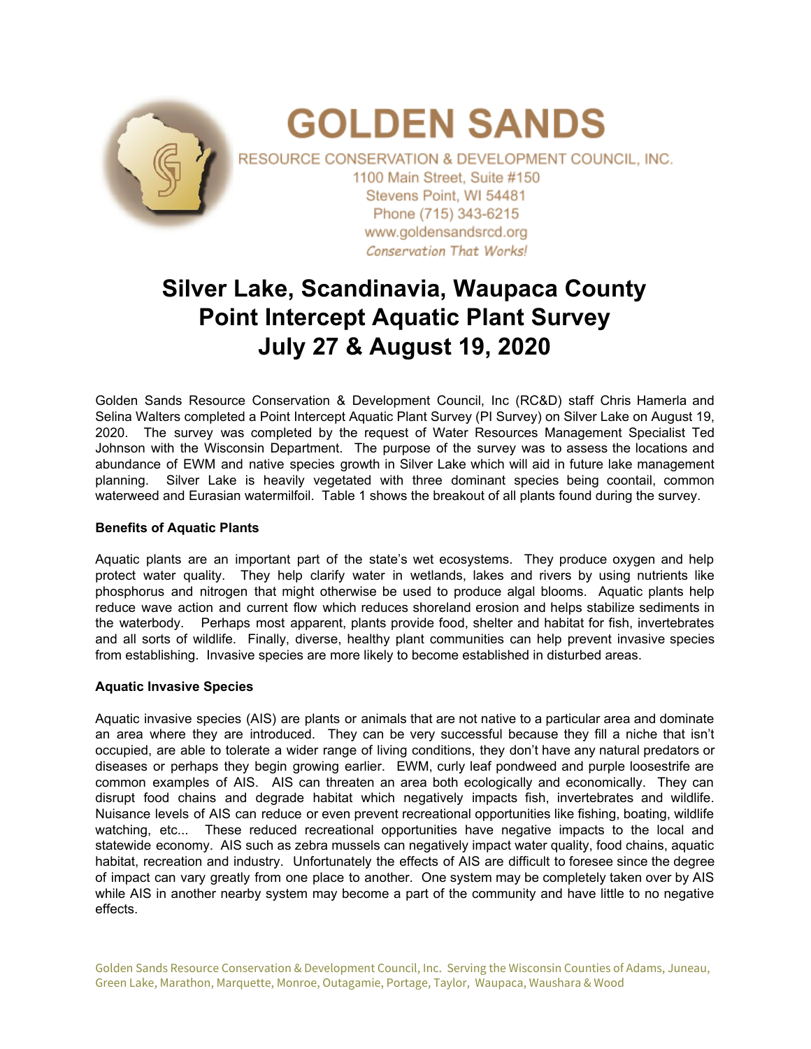# GOLDEN SANDS

RESOURCE CONSERVATION & DEVELOPMENT COUNCIL, INC.
1100 Main Street, Suite #150
Stevens Point, WI 54481
Phone (715) 343-6215
www.goldensandsrcd.org
*Conservation That Works!*

# Silver Lake, Scandinavia, Waupaca County
# Point Intercept Aquatic Plant Survey
# July 27 & August 19, 2020

Golden Sands Resource Conservation & Development Council, Inc (RC&D) staff Chris Hamerla and Selina Walters completed a Point Intercept Aquatic Plant Survey (PI Survey) on Silver Lake on August 19, 2020. The survey was completed by the request of Water Resources Management Specialist Ted Johnson with the Wisconsin Department. The purpose of the survey was to assess the locations and abundance of EWM and native species growth in Silver Lake which will aid in future lake management planning. Silver Lake is heavily vegetated with three dominant species being coontail, common waterweed and Eurasian watermilfoil. Table 1 shows the breakout of all plants found during the survey.

**Benefits of Aquatic Plants**

Aquatic plants are an important part of the state's wet ecosystems. They produce oxygen and help protect water quality. They help clarify water in wetlands, lakes and rivers by using nutrients like phosphorus and nitrogen that might otherwise be used to produce algal blooms. Aquatic plants help reduce wave action and current flow which reduces shoreland erosion and helps stabilize sediments in the waterbody. Perhaps most apparent, plants provide food, shelter and habitat for fish, invertebrates and all sorts of wildlife. Finally, diverse, healthy plant communities can help prevent invasive species from establishing. Invasive species are more likely to become established in disturbed areas.

**Aquatic Invasive Species**

Aquatic invasive species (AIS) are plants or animals that are not native to a particular area and dominate an area where they are introduced. They can be very successful because they fill a niche that isn't occupied, are able to tolerate a wider range of living conditions, they don't have any natural predators or diseases or perhaps they begin growing earlier. EWM, curly leaf pondweed and purple loosestrife are common examples of AIS. AIS can threaten an area both ecologically and economically. They can disrupt food chains and degrade habitat which negatively impacts fish, invertebrates and wildlife. Nuisance levels of AIS can reduce or even prevent recreational opportunities like fishing, boating, wildlife watching, etc... These reduced recreational opportunities have negative impacts to the local and statewide economy. AIS such as zebra mussels can negatively impact water quality, food chains, aquatic habitat, recreation and industry. Unfortunately the effects of AIS are difficult to foresee since the degree of impact can vary greatly from one place to another. One system may be completely taken over by AIS while AIS in another nearby system may become a part of the community and have little to no negative effects.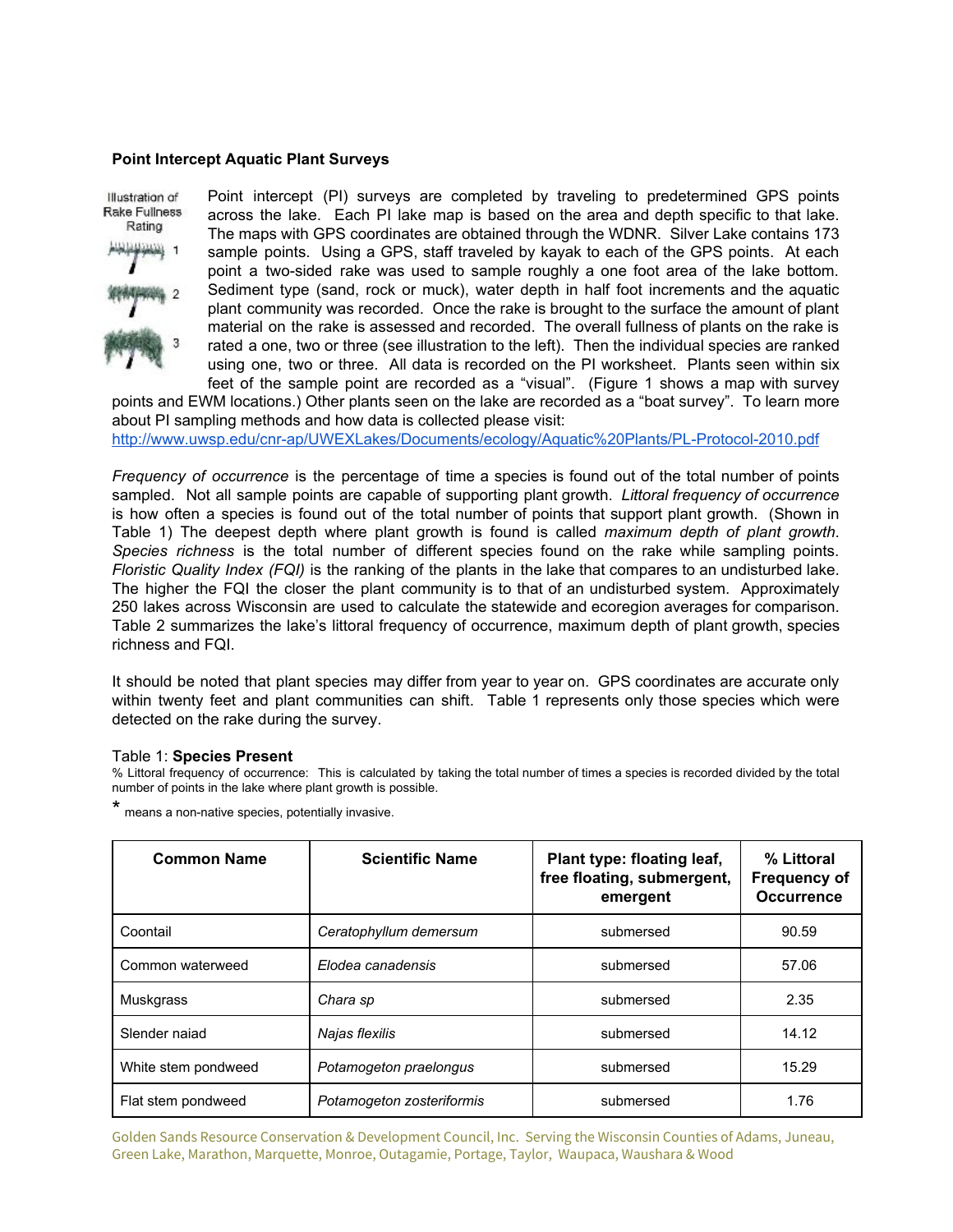**Point Intercept Aquatic Plant Surveys**

Illustration of Rake Fullness Rating

1

2

3

Point intercept (PI) surveys are completed by traveling to predetermined GPS points across the lake. Each PI lake map is based on the area and depth specific to that lake. The maps with GPS coordinates are obtained through the WDNR. Silver Lake contains 173 sample points. Using a GPS, staff traveled by kayak to each of the GPS points. At each point a two-sided rake was used to sample roughly a one foot area of the lake bottom. Sediment type (sand, rock or muck), water depth in half foot increments and the aquatic plant community was recorded. Once the rake is brought to the surface the amount of plant material on the rake is assessed and recorded. The overall fullness of plants on the rake is rated a one, two or three (see illustration to the left). Then the individual species are ranked using one, two or three. All data is recorded on the PI worksheet. Plants seen within six feet of the sample point are recorded as a "visual". (Figure 1 shows a map with survey points and EWM locations.) Other plants seen on the lake are recorded as a "boat survey". To learn more about PI sampling methods and how data is collected please visit: http://www.uwsp.edu/cnr-ap/UWEXLakes/Documents/ecology/Aquatic%20Plants/PL-Protocol-2010.pdf

*Frequency of occurrence* is the percentage of time a species is found out of the total number of points sampled. Not all sample points are capable of supporting plant growth. *Littoral frequency of occurrence* is how often a species is found out of the total number of points that support plant growth. (Shown in Table 1) The deepest depth where plant growth is found is called *maximum depth of plant growth*. *Species richness* is the total number of different species found on the rake while sampling points. *Floristic Quality Index (FQI)* is the ranking of the plants in the lake that compares to an undisturbed lake. The higher the FQI the closer the plant community is to that of an undisturbed system. Approximately 250 lakes across Wisconsin are used to calculate the statewide and ecoregion averages for comparison. Table 2 summarizes the lake's littoral frequency of occurrence, maximum depth of plant growth, species richness and FQI.

It should be noted that plant species may differ from year to year on. GPS coordinates are accurate only within twenty feet and plant communities can shift. Table 1 represents only those species which were detected on the rake during the survey.

Table 1: **Species Present**

% Littoral frequency of occurrence: This is calculated by taking the total number of times a species is recorded divided by the total number of points in the lake where plant growth is possible.

* means a non-native species, potentially invasive.

| Common Name | Scientific Name | Plant type: floating leaf, free floating, submergent, emergent | % Littoral Frequency of Occurrence |
|---|---|---|---|
| Coontail | *Ceratophyllum demersum* | submersed | 90.59 |
| Common waterweed | *Elodea canadensis* | submersed | 57.06 |
| Muskgrass | *Chara sp* | submersed | 2.35 |
| Slender naiad | *Najas flexilis* | submersed | 14.12 |
| White stem pondweed | *Potamogeton praelongus* | submersed | 15.29 |
| Flat stem pondweed | *Potamogeton zosteriformis* | submersed | 1.76 |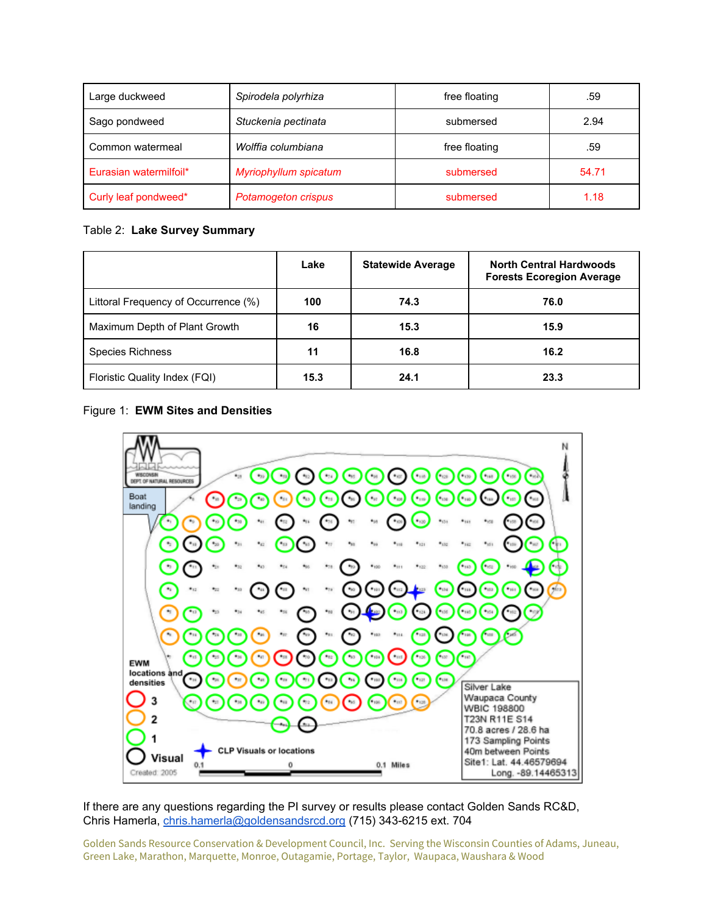| | | | |
|---|---|---|---|
| Large duckweed | *Spirodela polyrhiza* | free floating | .59 |
| Sago pondweed | *Stuckenia pectinata* | submersed | 2.94 |
| Common watermeal | *Wolffia columbiana* | free floating | .59 |
| Eurasian watermilfoil* | *Myriophyllum spicatum* | submersed | 54.71 |
| Curly leaf pondweed* | *Potamogeton crispus* | submersed | 1.18 |

Table 2: **Lake Survey Summary**

| | Lake | Statewide Average | North Central Hardwoods Forests Ecoregion Average |
|---|---|---|---|
| Littoral Frequency of Occurrence (%) | **100** | **74.3** | **76.0** |
| Maximum Depth of Plant Growth | **16** | **15.3** | **15.9** |
| Species Richness | **11** | **16.8** | **16.2** |
| Floristic Quality Index (FQI) | **15.3** | **24.1** | **23.3** |

Figure 1: **EWM Sites and Densities**

WISCONSIN DEPT. OF NATURAL RESOURCES

N

Boat landing

EWM locations and densities

3

2

1

Visual

CLP Visuals or locations

0.1 0 0.1 Miles

Created: 2005

Silver Lake
Waupaca County
WBIC 198800
T23N R11E S14
70.8 acres / 28.6 ha
173 Sampling Points
40m between Points
Site1: Lat. 44.46579694
Long. -89.14465313

If there are any questions regarding the PI survey or results please contact Golden Sands RC&D, Chris Hamerla, chris.hamerla@goldensandsrcd.org (715) 343-6215 ext. 704

Golden Sands Resource Conservation & Development Council, Inc. Serving the Wisconsin Counties of Adams, Juneau, Green Lake, Marathon, Marquette, Monroe, Outagamie, Portage, Taylor, Waupaca, Waushara & Wood